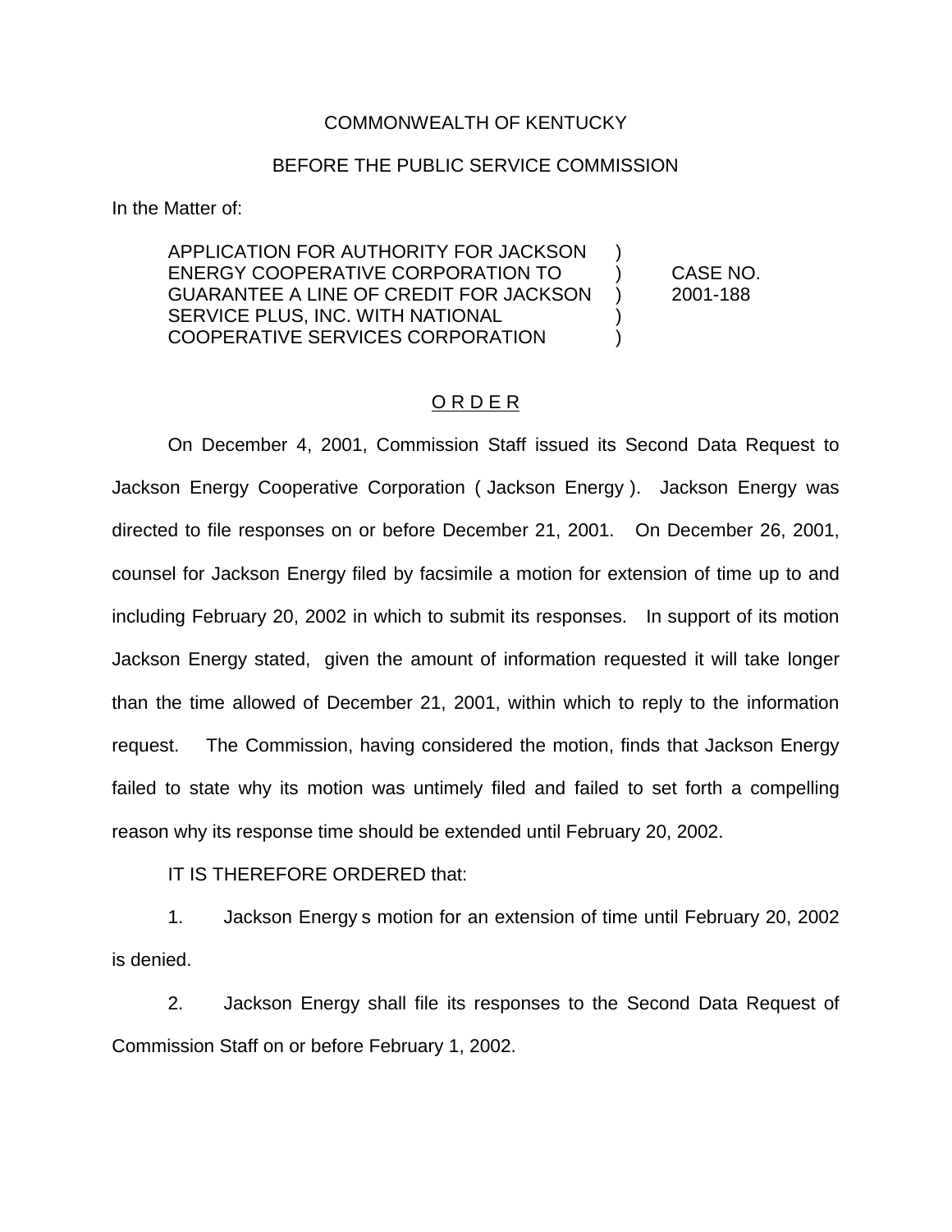COMMONWEALTH OF KENTUCKY

BEFORE THE PUBLIC SERVICE COMMISSION

In the Matter of:

| | | |
|---|---|---|
| APPLICATION FOR AUTHORITY FOR JACKSON ENERGY COOPERATIVE CORPORATION TO GUARANTEE A LINE OF CREDIT FOR JACKSON SERVICE PLUS, INC. WITH NATIONAL COOPERATIVE SERVICES CORPORATION | ) | CASE NO. 2001-188 |

## O R D E R

On December 4, 2001, Commission Staff issued its Second Data Request to Jackson Energy Cooperative Corporation ( Jackson Energy ). Jackson Energy was directed to file responses on or before December 21, 2001. On December 26, 2001, counsel for Jackson Energy filed by facsimile a motion for extension of time up to and including February 20, 2002 in which to submit its responses. In support of its motion Jackson Energy stated, given the amount of information requested it will take longer than the time allowed of December 21, 2001, within which to reply to the information request. The Commission, having considered the motion, finds that Jackson Energy failed to state why its motion was untimely filed and failed to set forth a compelling reason why its response time should be extended until February 20, 2002.

IT IS THEREFORE ORDERED that:

1. Jackson Energy s motion for an extension of time until February 20, 2002 is denied.

2. Jackson Energy shall file its responses to the Second Data Request of Commission Staff on or before February 1, 2002.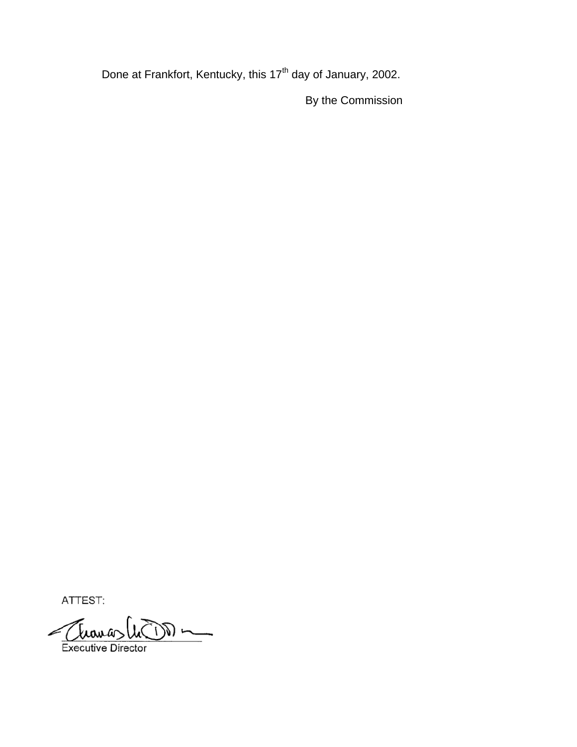Done at Frankfort, Kentucky, this 17th day of January, 2002.

By the Commission

ATTEST:

Executive Director